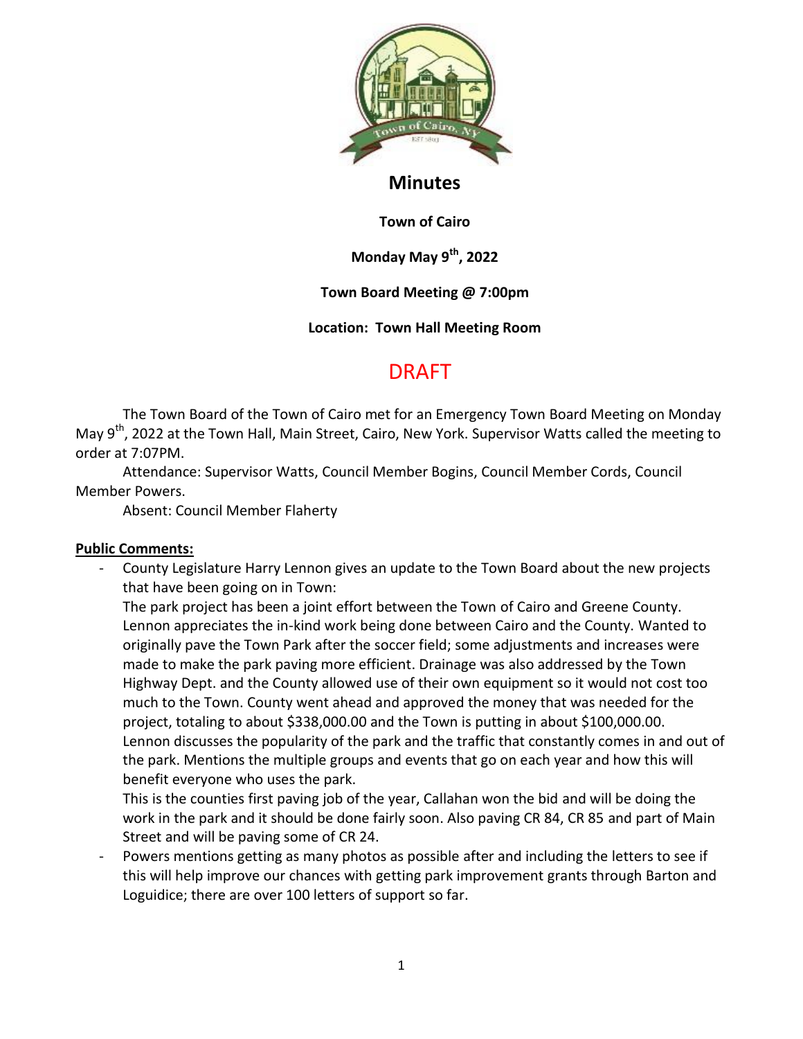# Minutes

**Town of Cairo**

**Monday May 9th, 2022**

**Town Board Meeting @ 7:00pm**

**Location: Town Hall Meeting Room**

## DRAFT

The Town Board of the Town of Cairo met for an Emergency Town Board Meeting on Monday May 9th, 2022 at the Town Hall, Main Street, Cairo, New York. Supervisor Watts called the meeting to order at 7:07PM.

Attendance: Supervisor Watts, Council Member Bogins, Council Member Cords, Council Member Powers.

Absent: Council Member Flaherty

**Public Comments:**

- County Legislature Harry Lennon gives an update to the Town Board about the new projects that have been going on in Town:
  The park project has been a joint effort between the Town of Cairo and Greene County. Lennon appreciates the in-kind work being done between Cairo and the County. Wanted to originally pave the Town Park after the soccer field; some adjustments and increases were made to make the park paving more efficient. Drainage was also addressed by the Town Highway Dept. and the County allowed use of their own equipment so it would not cost too much to the Town. County went ahead and approved the money that was needed for the project, totaling to about $338,000.00 and the Town is putting in about $100,000.00. Lennon discusses the popularity of the park and the traffic that constantly comes in and out of the park. Mentions the multiple groups and events that go on each year and how this will benefit everyone who uses the park.
  This is the counties first paving job of the year, Callahan won the bid and will be doing the work in the park and it should be done fairly soon. Also paving CR 84, CR 85 and part of Main Street and will be paving some of CR 24.
- Powers mentions getting as many photos as possible after and including the letters to see if this will help improve our chances with getting park improvement grants through Barton and Loguidice; there are over 100 letters of support so far.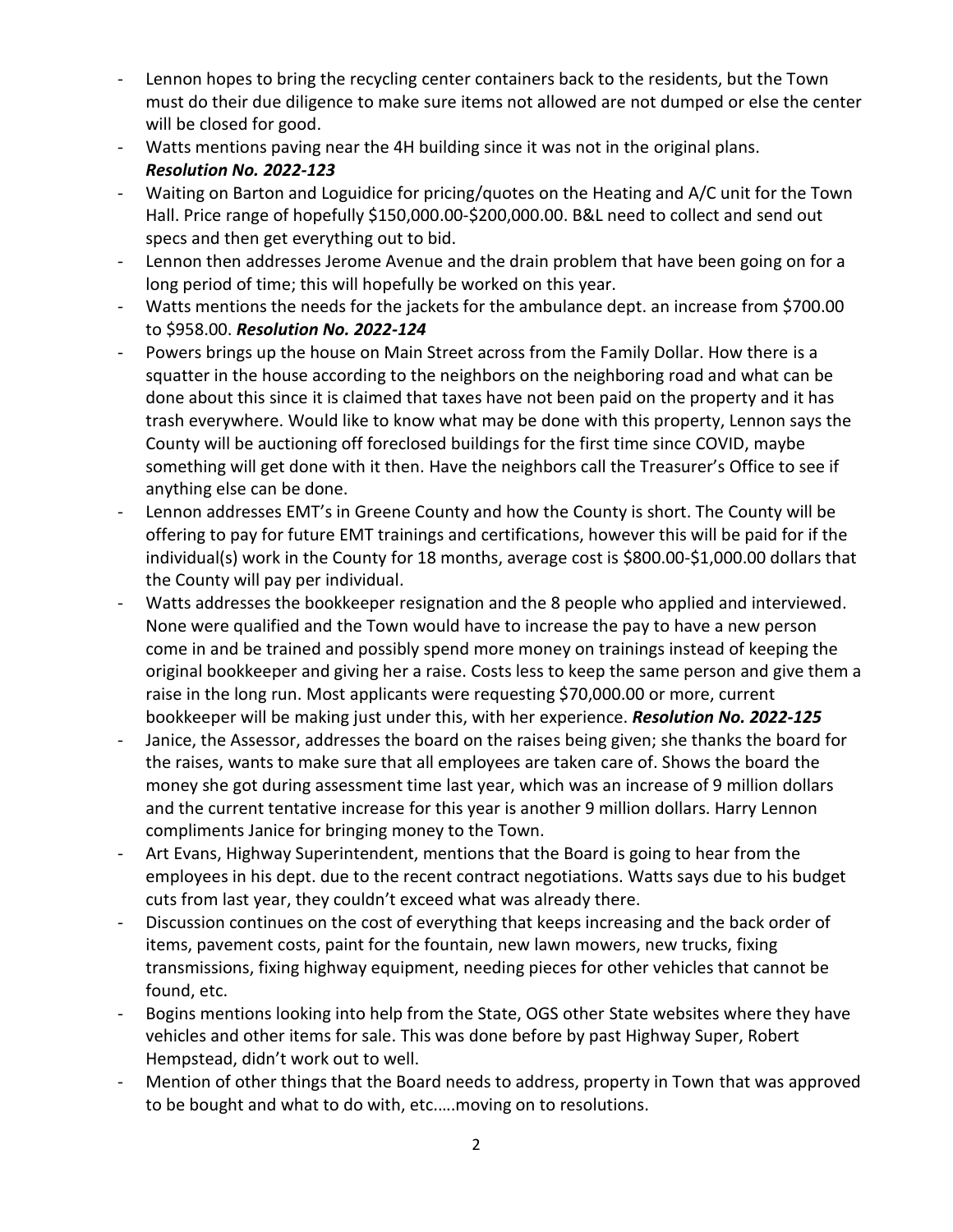- Lennon hopes to bring the recycling center containers back to the residents, but the Town must do their due diligence to make sure items not allowed are not dumped or else the center will be closed for good.
- Watts mentions paving near the 4H building since it was not in the original plans. ***Resolution No. 2022-123***
- Waiting on Barton and Loguidice for pricing/quotes on the Heating and A/C unit for the Town Hall. Price range of hopefully $150,000.00-$200,000.00. B&L need to collect and send out specs and then get everything out to bid.
- Lennon then addresses Jerome Avenue and the drain problem that have been going on for a long period of time; this will hopefully be worked on this year.
- Watts mentions the needs for the jackets for the ambulance dept. an increase from $700.00 to $958.00. ***Resolution No. 2022-124***
- Powers brings up the house on Main Street across from the Family Dollar. How there is a squatter in the house according to the neighbors on the neighboring road and what can be done about this since it is claimed that taxes have not been paid on the property and it has trash everywhere. Would like to know what may be done with this property, Lennon says the County will be auctioning off foreclosed buildings for the first time since COVID, maybe something will get done with it then. Have the neighbors call the Treasurer's Office to see if anything else can be done.
- Lennon addresses EMT's in Greene County and how the County is short. The County will be offering to pay for future EMT trainings and certifications, however this will be paid for if the individual(s) work in the County for 18 months, average cost is $800.00-$1,000.00 dollars that the County will pay per individual.
- Watts addresses the bookkeeper resignation and the 8 people who applied and interviewed. None were qualified and the Town would have to increase the pay to have a new person come in and be trained and possibly spend more money on trainings instead of keeping the original bookkeeper and giving her a raise. Costs less to keep the same person and give them a raise in the long run. Most applicants were requesting $70,000.00 or more, current bookkeeper will be making just under this, with her experience. ***Resolution No. 2022-125***
- Janice, the Assessor, addresses the board on the raises being given; she thanks the board for the raises, wants to make sure that all employees are taken care of. Shows the board the money she got during assessment time last year, which was an increase of 9 million dollars and the current tentative increase for this year is another 9 million dollars. Harry Lennon compliments Janice for bringing money to the Town.
- Art Evans, Highway Superintendent, mentions that the Board is going to hear from the employees in his dept. due to the recent contract negotiations. Watts says due to his budget cuts from last year, they couldn't exceed what was already there.
- Discussion continues on the cost of everything that keeps increasing and the back order of items, pavement costs, paint for the fountain, new lawn mowers, new trucks, fixing transmissions, fixing highway equipment, needing pieces for other vehicles that cannot be found, etc.
- Bogins mentions looking into help from the State, OGS other State websites where they have vehicles and other items for sale. This was done before by past Highway Super, Robert Hempstead, didn't work out to well.
- Mention of other things that the Board needs to address, property in Town that was approved to be bought and what to do with, etc.….moving on to resolutions.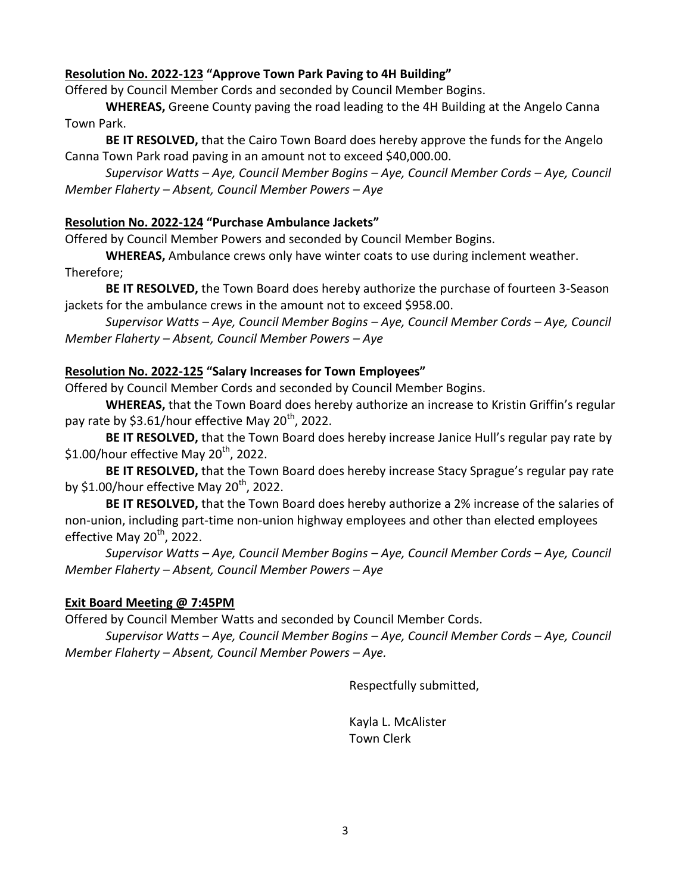**<u>Resolution No. 2022-123</u> "Approve Town Park Paving to 4H Building"**

Offered by Council Member Cords and seconded by Council Member Bogins.

**WHEREAS,** Greene County paving the road leading to the 4H Building at the Angelo Canna Town Park.

**BE IT RESOLVED,** that the Cairo Town Board does hereby approve the funds for the Angelo Canna Town Park road paving in an amount not to exceed $40,000.00.

*Supervisor Watts – Aye, Council Member Bogins – Aye, Council Member Cords – Aye, Council Member Flaherty – Absent, Council Member Powers – Aye*

**<u>Resolution No. 2022-124</u> "Purchase Ambulance Jackets"**

Offered by Council Member Powers and seconded by Council Member Bogins.

**WHEREAS,** Ambulance crews only have winter coats to use during inclement weather. Therefore;

**BE IT RESOLVED,** the Town Board does hereby authorize the purchase of fourteen 3-Season jackets for the ambulance crews in the amount not to exceed $958.00.

*Supervisor Watts – Aye, Council Member Bogins – Aye, Council Member Cords – Aye, Council Member Flaherty – Absent, Council Member Powers – Aye*

**<u>Resolution No. 2022-125</u> "Salary Increases for Town Employees"**

Offered by Council Member Cords and seconded by Council Member Bogins.

**WHEREAS,** that the Town Board does hereby authorize an increase to Kristin Griffin's regular pay rate by $3.61/hour effective May 20th, 2022.

**BE IT RESOLVED,** that the Town Board does hereby increase Janice Hull's regular pay rate by $1.00/hour effective May 20th, 2022.

**BE IT RESOLVED,** that the Town Board does hereby increase Stacy Sprague's regular pay rate by $1.00/hour effective May 20th, 2022.

**BE IT RESOLVED,** that the Town Board does hereby authorize a 2% increase of the salaries of non-union, including part-time non-union highway employees and other than elected employees effective May 20th, 2022.

*Supervisor Watts – Aye, Council Member Bogins – Aye, Council Member Cords – Aye, Council Member Flaherty – Absent, Council Member Powers – Aye*

**<u>Exit Board Meeting @ 7:45PM</u>**

Offered by Council Member Watts and seconded by Council Member Cords.

*Supervisor Watts – Aye, Council Member Bogins – Aye, Council Member Cords – Aye, Council Member Flaherty – Absent, Council Member Powers – Aye.*

Respectfully submitted,

Kayla L. McAlister
Town Clerk